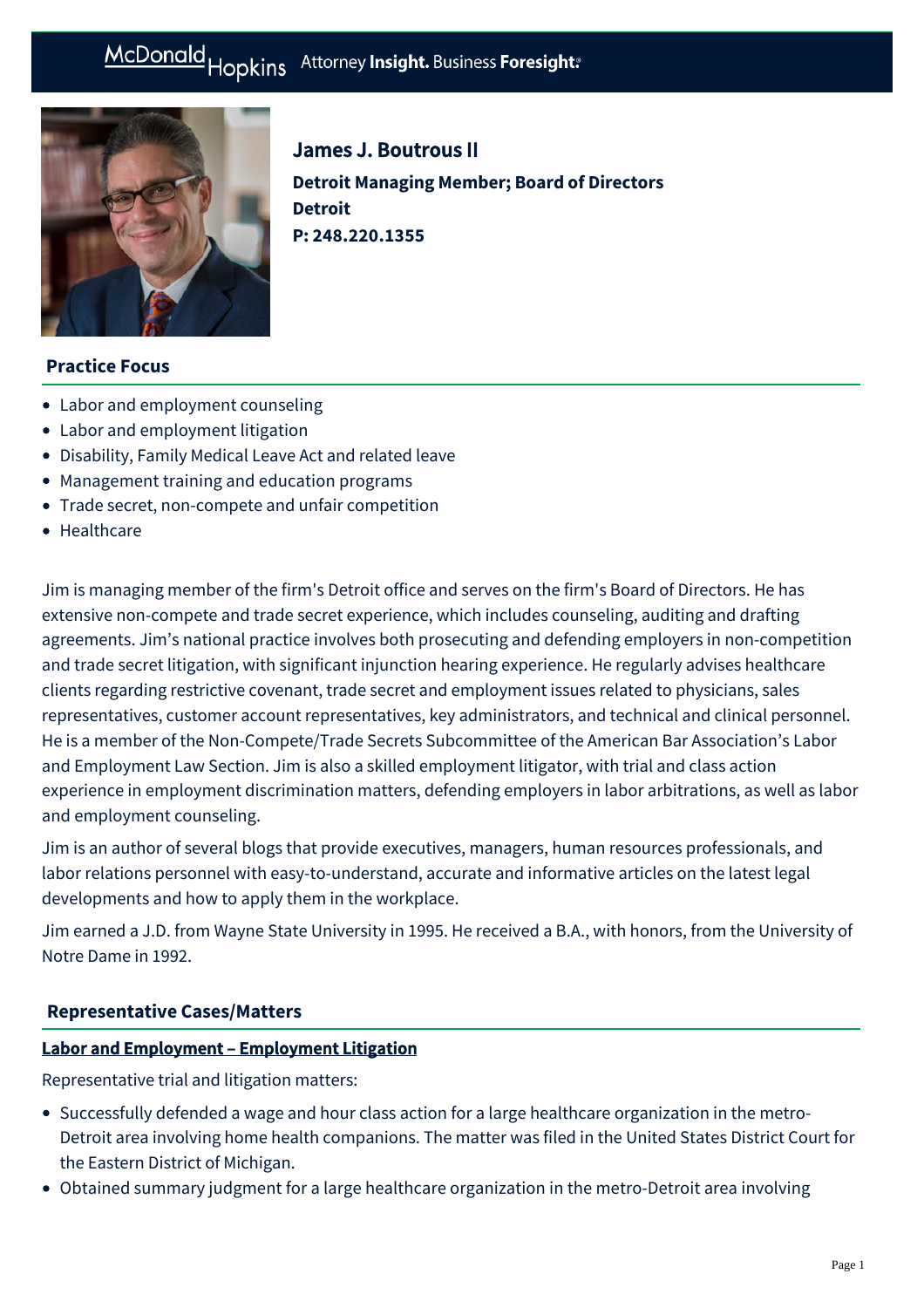# James J. Boutrous II

**Detroit Managing Member; Board of Directors**
**Detroit**
**P: 248.220.1355**

## Practice Focus

- Labor and employment counseling
- Labor and employment litigation
- Disability, Family Medical Leave Act and related leave
- Management training and education programs
- Trade secret, non-compete and unfair competition
- Healthcare

Jim is managing member of the firm's Detroit office and serves on the firm's Board of Directors. He has extensive non-compete and trade secret experience, which includes counseling, auditing and drafting agreements. Jim's national practice involves both prosecuting and defending employers in non-competition and trade secret litigation, with significant injunction hearing experience. He regularly advises healthcare clients regarding restrictive covenant, trade secret and employment issues related to physicians, sales representatives, customer account representatives, key administrators, and technical and clinical personnel. He is a member of the Non-Compete/Trade Secrets Subcommittee of the American Bar Association's Labor and Employment Law Section. Jim is also a skilled employment litigator, with trial and class action experience in employment discrimination matters, defending employers in labor arbitrations, as well as labor and employment counseling.

Jim is an author of several blogs that provide executives, managers, human resources professionals, and labor relations personnel with easy-to-understand, accurate and informative articles on the latest legal developments and how to apply them in the workplace.

Jim earned a J.D. from Wayne State University in 1995. He received a B.A., with honors, from the University of Notre Dame in 1992.

## Representative Cases/Matters

### Labor and Employment – Employment Litigation

Representative trial and litigation matters:

- Successfully defended a wage and hour class action for a large healthcare organization in the metro-Detroit area involving home health companions. The matter was filed in the United States District Court for the Eastern District of Michigan.
- Obtained summary judgment for a large healthcare organization in the metro-Detroit area involving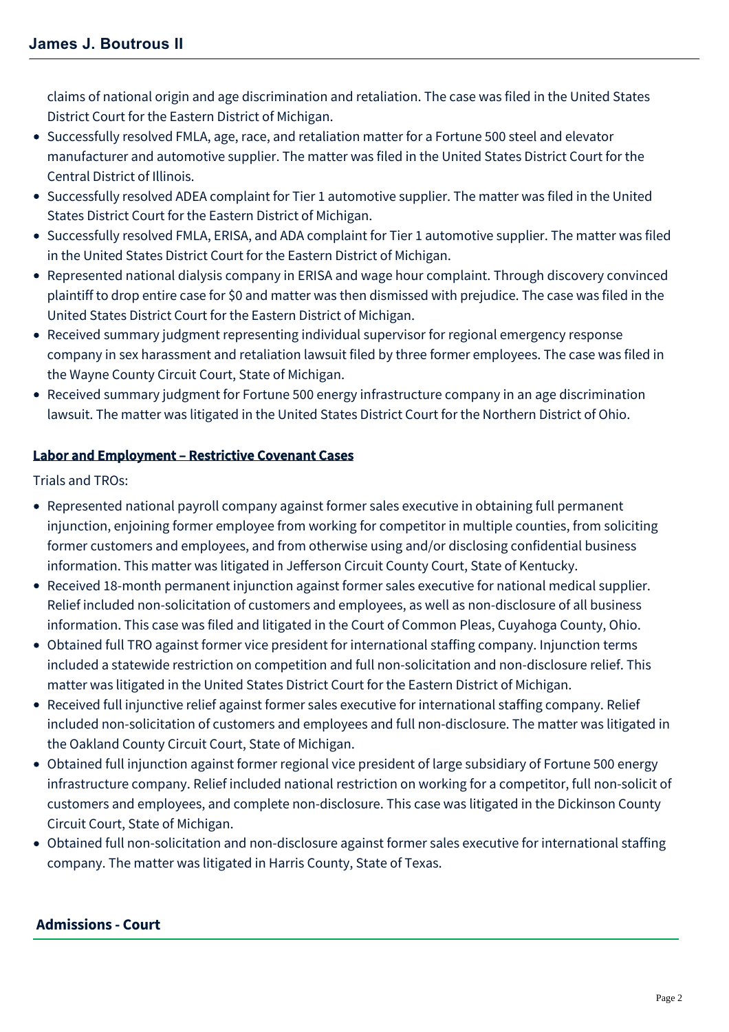claims of national origin and age discrimination and retaliation. The case was filed in the United States District Court for the Eastern District of Michigan.

- Successfully resolved FMLA, age, race, and retaliation matter for a Fortune 500 steel and elevator manufacturer and automotive supplier. The matter was filed in the United States District Court for the Central District of Illinois.
- Successfully resolved ADEA complaint for Tier 1 automotive supplier. The matter was filed in the United States District Court for the Eastern District of Michigan.
- Successfully resolved FMLA, ERISA, and ADA complaint for Tier 1 automotive supplier. The matter was filed in the United States District Court for the Eastern District of Michigan.
- Represented national dialysis company in ERISA and wage hour complaint. Through discovery convinced plaintiff to drop entire case for $0 and matter was then dismissed with prejudice. The case was filed in the United States District Court for the Eastern District of Michigan.
- Received summary judgment representing individual supervisor for regional emergency response company in sex harassment and retaliation lawsuit filed by three former employees. The case was filed in the Wayne County Circuit Court, State of Michigan.
- Received summary judgment for Fortune 500 energy infrastructure company in an age discrimination lawsuit. The matter was litigated in the United States District Court for the Northern District of Ohio.

### Labor and Employment – Restrictive Covenant Cases

Trials and TROs:

- Represented national payroll company against former sales executive in obtaining full permanent injunction, enjoining former employee from working for competitor in multiple counties, from soliciting former customers and employees, and from otherwise using and/or disclosing confidential business information. This matter was litigated in Jefferson Circuit County Court, State of Kentucky.
- Received 18-month permanent injunction against former sales executive for national medical supplier. Relief included non-solicitation of customers and employees, as well as non-disclosure of all business information. This case was filed and litigated in the Court of Common Pleas, Cuyahoga County, Ohio.
- Obtained full TRO against former vice president for international staffing company. Injunction terms included a statewide restriction on competition and full non-solicitation and non-disclosure relief. This matter was litigated in the United States District Court for the Eastern District of Michigan.
- Received full injunctive relief against former sales executive for international staffing company. Relief included non-solicitation of customers and employees and full non-disclosure. The matter was litigated in the Oakland County Circuit Court, State of Michigan.
- Obtained full injunction against former regional vice president of large subsidiary of Fortune 500 energy infrastructure company. Relief included national restriction on working for a competitor, full non-solicit of customers and employees, and complete non-disclosure. This case was litigated in the Dickinson County Circuit Court, State of Michigan.
- Obtained full non-solicitation and non-disclosure against former sales executive for international staffing company. The matter was litigated in Harris County, State of Texas.

## Admissions - Court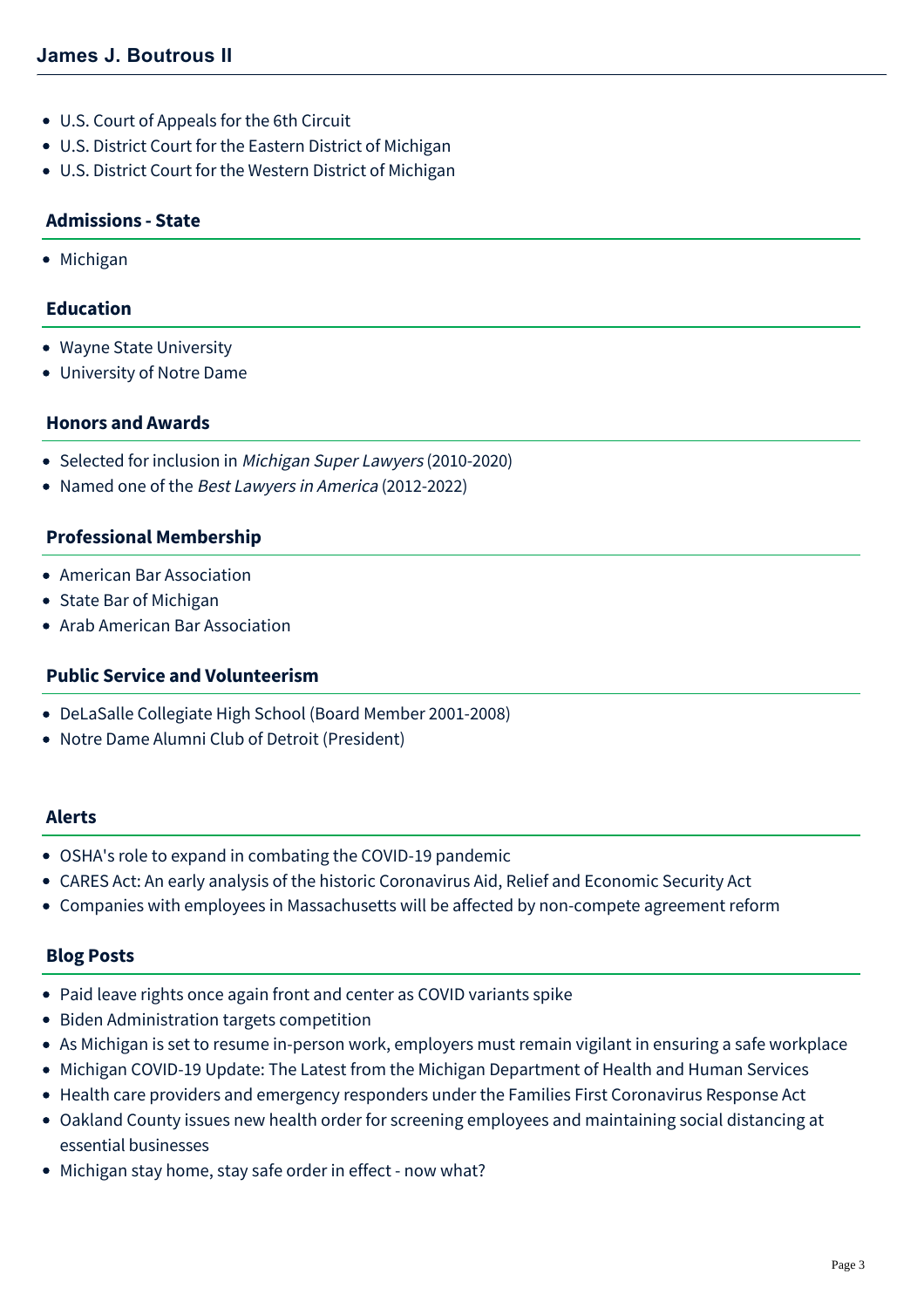- U.S. Court of Appeals for the 6th Circuit
- U.S. District Court for the Eastern District of Michigan
- U.S. District Court for the Western District of Michigan

## Admissions - State

- Michigan

## Education

- Wayne State University
- University of Notre Dame

## Honors and Awards

- Selected for inclusion in *Michigan Super Lawyers* (2010-2020)
- Named one of the *Best Lawyers in America* (2012-2022)

## Professional Membership

- American Bar Association
- State Bar of Michigan
- Arab American Bar Association

## Public Service and Volunteerism

- DeLaSalle Collegiate High School (Board Member 2001-2008)
- Notre Dame Alumni Club of Detroit (President)

## Alerts

- OSHA's role to expand in combating the COVID-19 pandemic
- CARES Act: An early analysis of the historic Coronavirus Aid, Relief and Economic Security Act
- Companies with employees in Massachusetts will be affected by non-compete agreement reform

## Blog Posts

- Paid leave rights once again front and center as COVID variants spike
- Biden Administration targets competition
- As Michigan is set to resume in-person work, employers must remain vigilant in ensuring a safe workplace
- Michigan COVID-19 Update: The Latest from the Michigan Department of Health and Human Services
- Health care providers and emergency responders under the Families First Coronavirus Response Act
- Oakland County issues new health order for screening employees and maintaining social distancing at essential businesses
- Michigan stay home, stay safe order in effect - now what?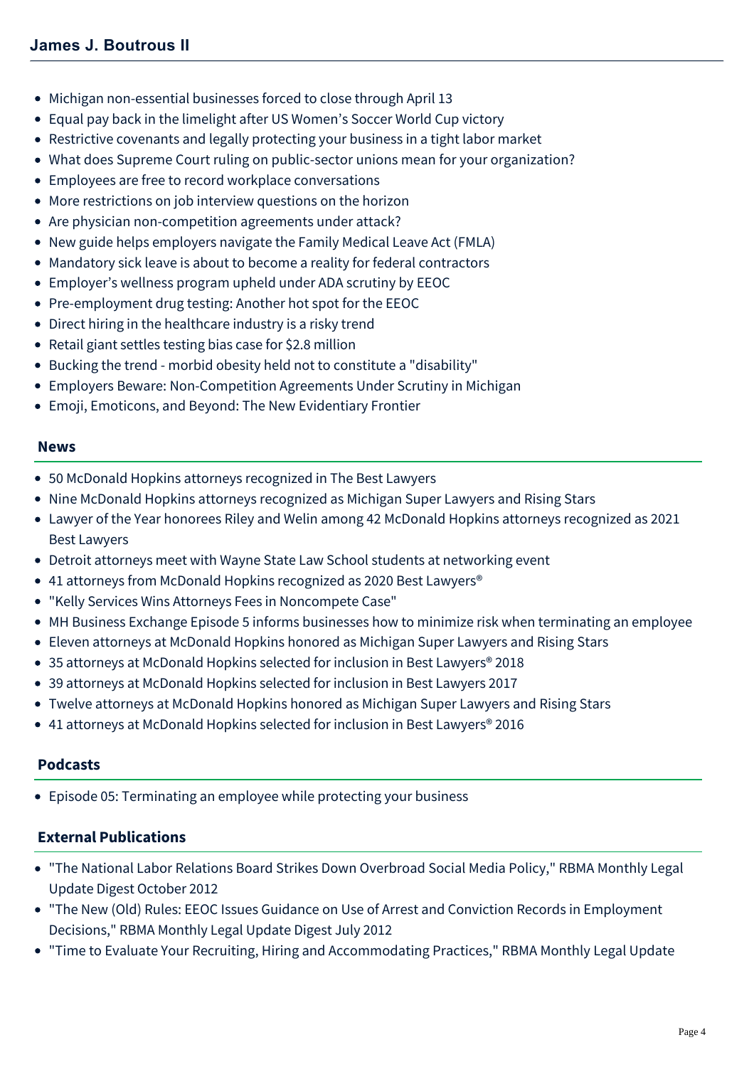- Michigan non-essential businesses forced to close through April 13
- Equal pay back in the limelight after US Women's Soccer World Cup victory
- Restrictive covenants and legally protecting your business in a tight labor market
- What does Supreme Court ruling on public-sector unions mean for your organization?
- Employees are free to record workplace conversations
- More restrictions on job interview questions on the horizon
- Are physician non-competition agreements under attack?
- New guide helps employers navigate the Family Medical Leave Act (FMLA)
- Mandatory sick leave is about to become a reality for federal contractors
- Employer's wellness program upheld under ADA scrutiny by EEOC
- Pre-employment drug testing: Another hot spot for the EEOC
- Direct hiring in the healthcare industry is a risky trend
- Retail giant settles testing bias case for $2.8 million
- Bucking the trend - morbid obesity held not to constitute a "disability"
- Employers Beware: Non-Competition Agreements Under Scrutiny in Michigan
- Emoji, Emoticons, and Beyond: The New Evidentiary Frontier

## News

- 50 McDonald Hopkins attorneys recognized in The Best Lawyers
- Nine McDonald Hopkins attorneys recognized as Michigan Super Lawyers and Rising Stars
- Lawyer of the Year honorees Riley and Welin among 42 McDonald Hopkins attorneys recognized as 2021 Best Lawyers
- Detroit attorneys meet with Wayne State Law School students at networking event
- 41 attorneys from McDonald Hopkins recognized as 2020 Best Lawyers®
- "Kelly Services Wins Attorneys Fees in Noncompete Case"
- MH Business Exchange Episode 5 informs businesses how to minimize risk when terminating an employee
- Eleven attorneys at McDonald Hopkins honored as Michigan Super Lawyers and Rising Stars
- 35 attorneys at McDonald Hopkins selected for inclusion in Best Lawyers® 2018
- 39 attorneys at McDonald Hopkins selected for inclusion in Best Lawyers 2017
- Twelve attorneys at McDonald Hopkins honored as Michigan Super Lawyers and Rising Stars
- 41 attorneys at McDonald Hopkins selected for inclusion in Best Lawyers® 2016

## Podcasts

- Episode 05: Terminating an employee while protecting your business

## External Publications

- "The National Labor Relations Board Strikes Down Overbroad Social Media Policy," RBMA Monthly Legal Update Digest October 2012
- "The New (Old) Rules: EEOC Issues Guidance on Use of Arrest and Conviction Records in Employment Decisions," RBMA Monthly Legal Update Digest July 2012
- "Time to Evaluate Your Recruiting, Hiring and Accommodating Practices," RBMA Monthly Legal Update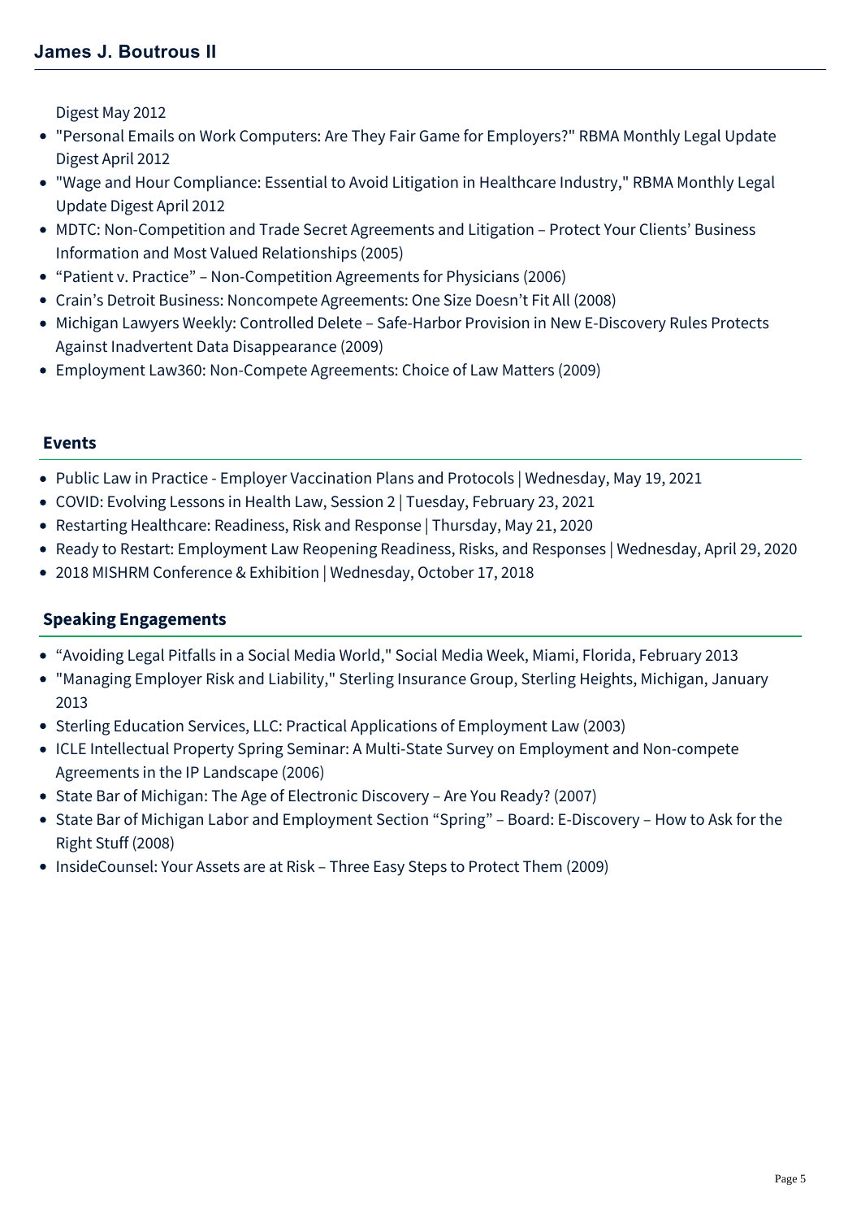Digest May 2012

- "Personal Emails on Work Computers: Are They Fair Game for Employers?" RBMA Monthly Legal Update Digest April 2012
- "Wage and Hour Compliance: Essential to Avoid Litigation in Healthcare Industry," RBMA Monthly Legal Update Digest April 2012
- MDTC: Non-Competition and Trade Secret Agreements and Litigation – Protect Your Clients' Business Information and Most Valued Relationships (2005)
- "Patient v. Practice" – Non-Competition Agreements for Physicians (2006)
- Crain's Detroit Business: Noncompete Agreements: One Size Doesn't Fit All (2008)
- Michigan Lawyers Weekly: Controlled Delete – Safe-Harbor Provision in New E-Discovery Rules Protects Against Inadvertent Data Disappearance (2009)
- Employment Law360: Non-Compete Agreements: Choice of Law Matters (2009)

## Events

- Public Law in Practice - Employer Vaccination Plans and Protocols | Wednesday, May 19, 2021
- COVID: Evolving Lessons in Health Law, Session 2 | Tuesday, February 23, 2021
- Restarting Healthcare: Readiness, Risk and Response | Thursday, May 21, 2020
- Ready to Restart: Employment Law Reopening Readiness, Risks, and Responses | Wednesday, April 29, 2020
- 2018 MISHRM Conference & Exhibition | Wednesday, October 17, 2018

## Speaking Engagements

- "Avoiding Legal Pitfalls in a Social Media World," Social Media Week, Miami, Florida, February 2013
- "Managing Employer Risk and Liability," Sterling Insurance Group, Sterling Heights, Michigan, January 2013
- Sterling Education Services, LLC: Practical Applications of Employment Law (2003)
- ICLE Intellectual Property Spring Seminar: A Multi-State Survey on Employment and Non-compete Agreements in the IP Landscape (2006)
- State Bar of Michigan: The Age of Electronic Discovery – Are You Ready? (2007)
- State Bar of Michigan Labor and Employment Section "Spring" – Board: E-Discovery – How to Ask for the Right Stuff (2008)
- InsideCounsel: Your Assets are at Risk – Three Easy Steps to Protect Them (2009)